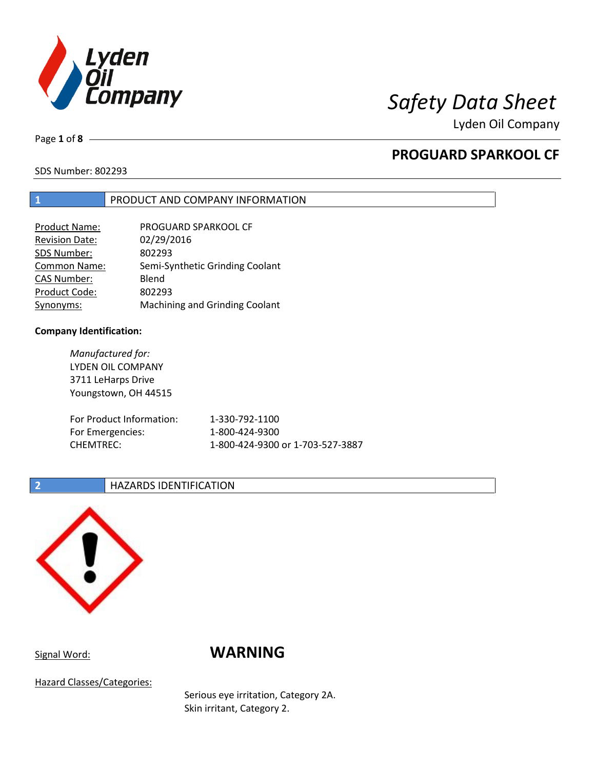# Safety Data Sheet

Lyden Oil Company

## PROGUARD SPARKOOL CF

SDS Number: 802293

## 1 PRODUCT AND COMPANY INFORMATION

| | |
|---|---|
| Product Name: | PROGUARD SPARKOOL CF |
| Revision Date: | 02/29/2016 |
| SDS Number: | 802293 |
| Common Name: | Semi-Synthetic Grinding Coolant |
| CAS Number: | Blend |
| Product Code: | 802293 |
| Synonyms: | Machining and Grinding Coolant |

**Company Identification:**

*Manufactured for:*
LYDEN OIL COMPANY
3711 LeHarps Drive
Youngstown, OH 44515

| | |
|---|---|
| For Product Information: | 1-330-792-1100 |
| For Emergencies: | 1-800-424-9300 |
| CHEMTREC: | 1-800-424-9300 or 1-703-527-3887 |

## 2 HAZARDS IDENTIFICATION

Signal Word: **WARNING**

Hazard Classes/Categories:

Serious eye irritation, Category 2A.
Skin irritant, Category 2.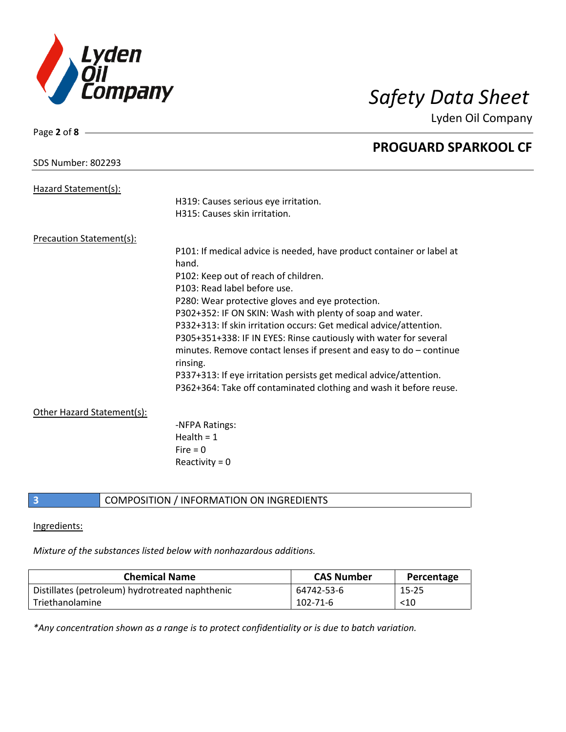Hazard Statement(s):

H319: Causes serious eye irritation.
H315: Causes skin irritation.

Precaution Statement(s):

P101: If medical advice is needed, have product container or label at hand.
P102: Keep out of reach of children.
P103: Read label before use.
P280: Wear protective gloves and eye protection.
P302+352: IF ON SKIN: Wash with plenty of soap and water.
P332+313: If skin irritation occurs: Get medical advice/attention.
P305+351+338: IF IN EYES: Rinse cautiously with water for several minutes. Remove contact lenses if present and easy to do – continue rinsing.
P337+313: If eye irritation persists get medical advice/attention.
P362+364: Take off contaminated clothing and wash it before reuse.

Other Hazard Statement(s):

-NFPA Ratings:
Health = 1
Fire = 0
Reactivity = 0

## 3 COMPOSITION / INFORMATION ON INGREDIENTS

Ingredients:

*Mixture of the substances listed below with nonhazardous additions.*

| Chemical Name | CAS Number | Percentage |
| --- | --- | --- |
| Distillates (petroleum) hydrotreated naphthenic | 64742-53-6 | 15-25 |
| Triethanolamine | 102-71-6 | <10 |

*\*Any concentration shown as a range is to protect confidentiality or is due to batch variation.*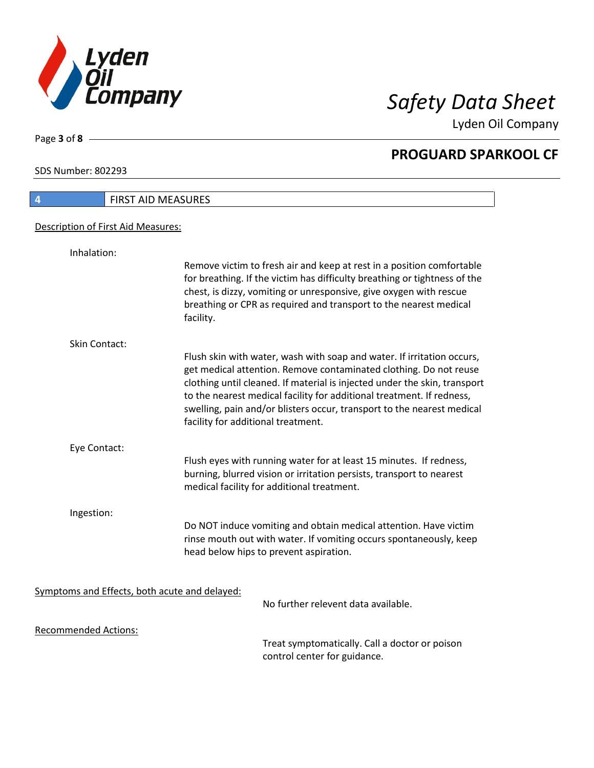## 4 FIRST AID MEASURES

### Description of First Aid Measures:

**Inhalation:**

Remove victim to fresh air and keep at rest in a position comfortable for breathing. If the victim has difficulty breathing or tightness of the chest, is dizzy, vomiting or unresponsive, give oxygen with rescue breathing or CPR as required and transport to the nearest medical facility.

**Skin Contact:**

Flush skin with water, wash with soap and water. If irritation occurs, get medical attention. Remove contaminated clothing. Do not reuse clothing until cleaned. If material is injected under the skin, transport to the nearest medical facility for additional treatment. If redness, swelling, pain and/or blisters occur, transport to the nearest medical facility for additional treatment.

**Eye Contact:**

Flush eyes with running water for at least 15 minutes. If redness, burning, blurred vision or irritation persists, transport to nearest medical facility for additional treatment.

**Ingestion:**

Do NOT induce vomiting and obtain medical attention. Have victim rinse mouth out with water. If vomiting occurs spontaneously, keep head below hips to prevent aspiration.

### Symptoms and Effects, both acute and delayed:

No further relevent data available.

### Recommended Actions:

Treat symptomatically. Call a doctor or poison control center for guidance.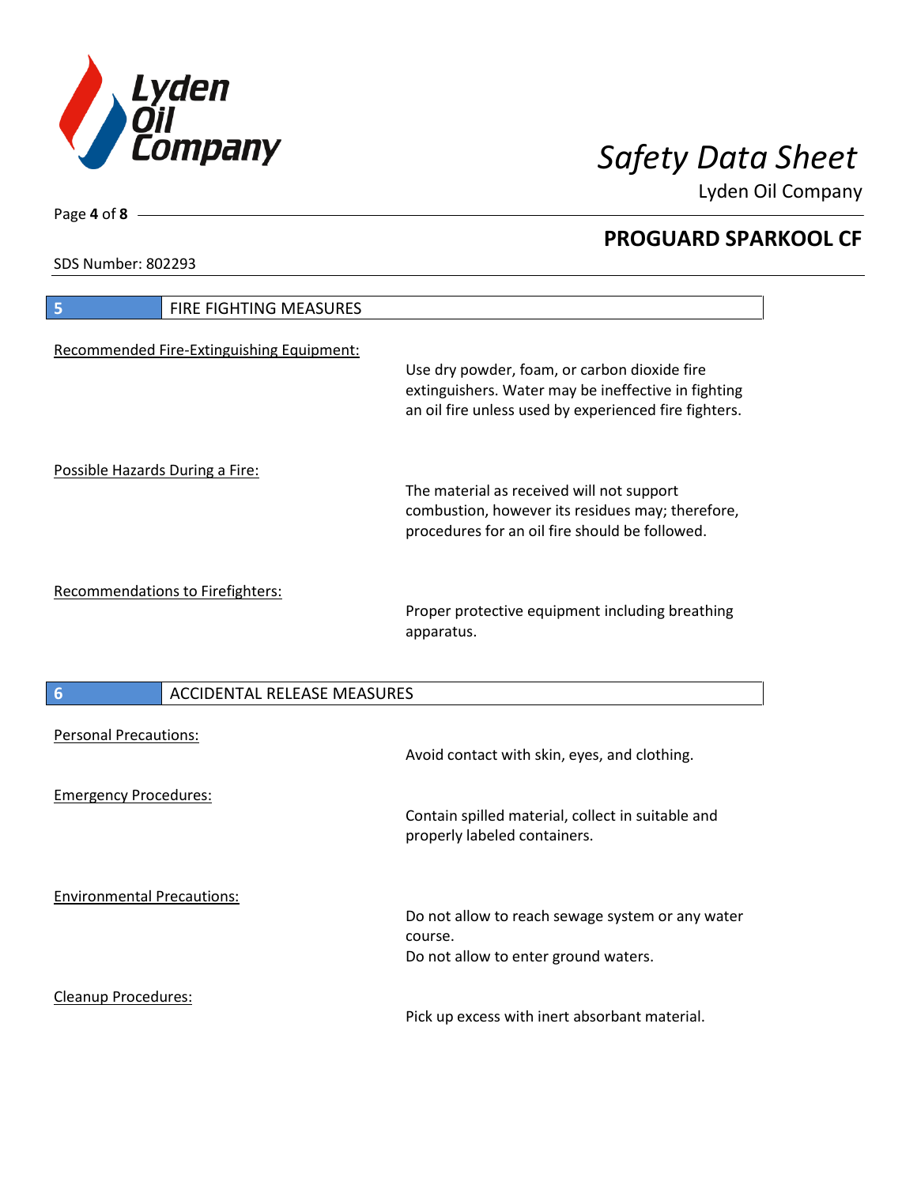## 5 FIRE FIGHTING MEASURES

Recommended Fire-Extinguishing Equipment:

Use dry powder, foam, or carbon dioxide fire extinguishers. Water may be ineffective in fighting an oil fire unless used by experienced fire fighters.

Possible Hazards During a Fire:

The material as received will not support combustion, however its residues may; therefore, procedures for an oil fire should be followed.

Recommendations to Firefighters:

Proper protective equipment including breathing apparatus.

## 6 ACCIDENTAL RELEASE MEASURES

Personal Precautions:

Avoid contact with skin, eyes, and clothing.

Emergency Procedures:

Contain spilled material, collect in suitable and properly labeled containers.

Environmental Precautions:

Do not allow to reach sewage system or any water course.
Do not allow to enter ground waters.

Cleanup Procedures:

Pick up excess with inert absorbant material.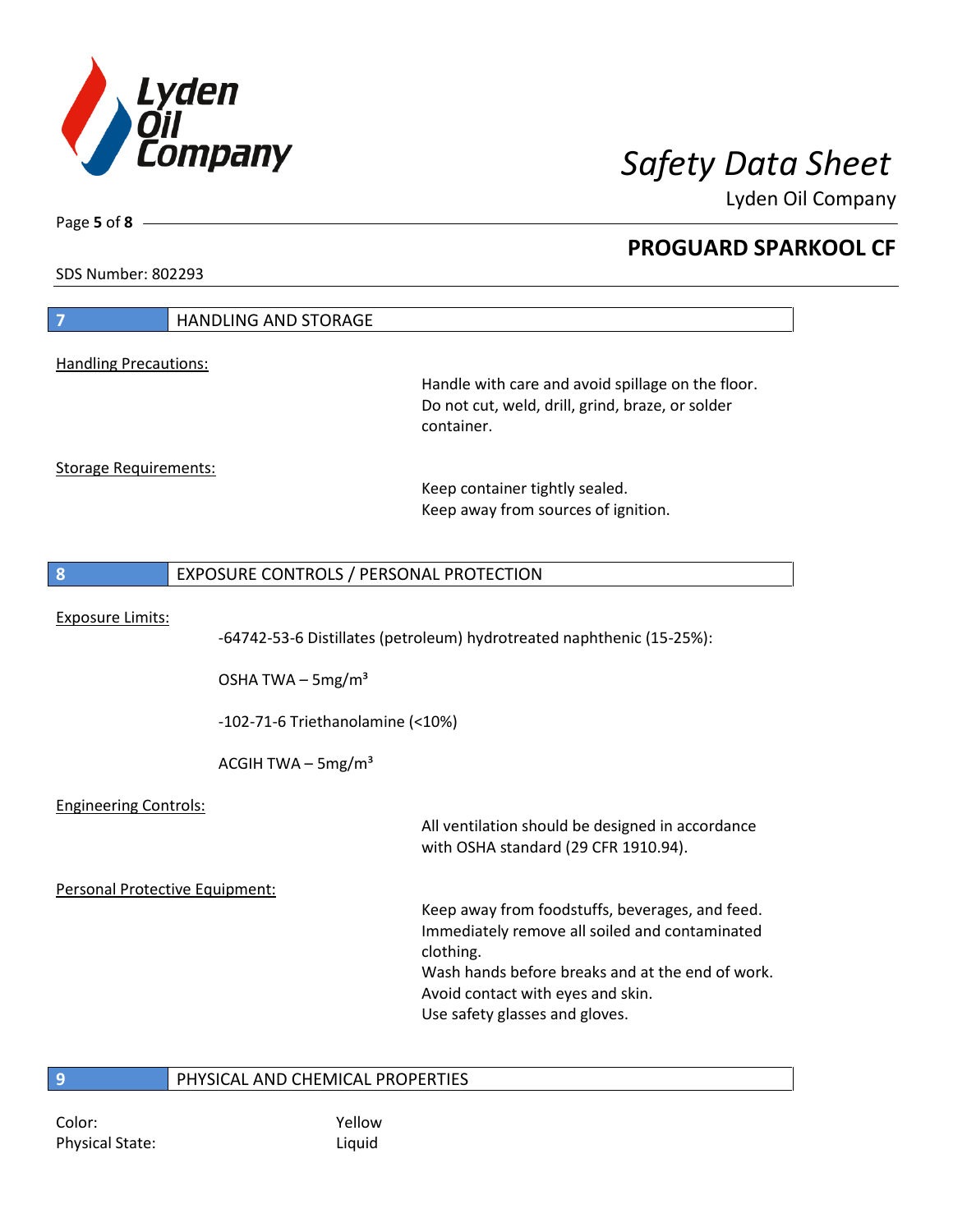## 7 HANDLING AND STORAGE

Handling Precautions:

Handle with care and avoid spillage on the floor.
Do not cut, weld, drill, grind, braze, or solder container.

Storage Requirements:

Keep container tightly sealed.
Keep away from sources of ignition.

## 8 EXPOSURE CONTROLS / PERSONAL PROTECTION

Exposure Limits:

-64742-53-6 Distillates (petroleum) hydrotreated naphthenic (15-25%):

OSHA TWA – 5mg/m³

-102-71-6 Triethanolamine (<10%)

ACGIH TWA – 5mg/m³

Engineering Controls:

All ventilation should be designed in accordance with OSHA standard (29 CFR 1910.94).

Personal Protective Equipment:

Keep away from foodstuffs, beverages, and feed.
Immediately remove all soiled and contaminated clothing.
Wash hands before breaks and at the end of work.
Avoid contact with eyes and skin.
Use safety glasses and gloves.

## 9 PHYSICAL AND CHEMICAL PROPERTIES

Color: Yellow
Physical State: Liquid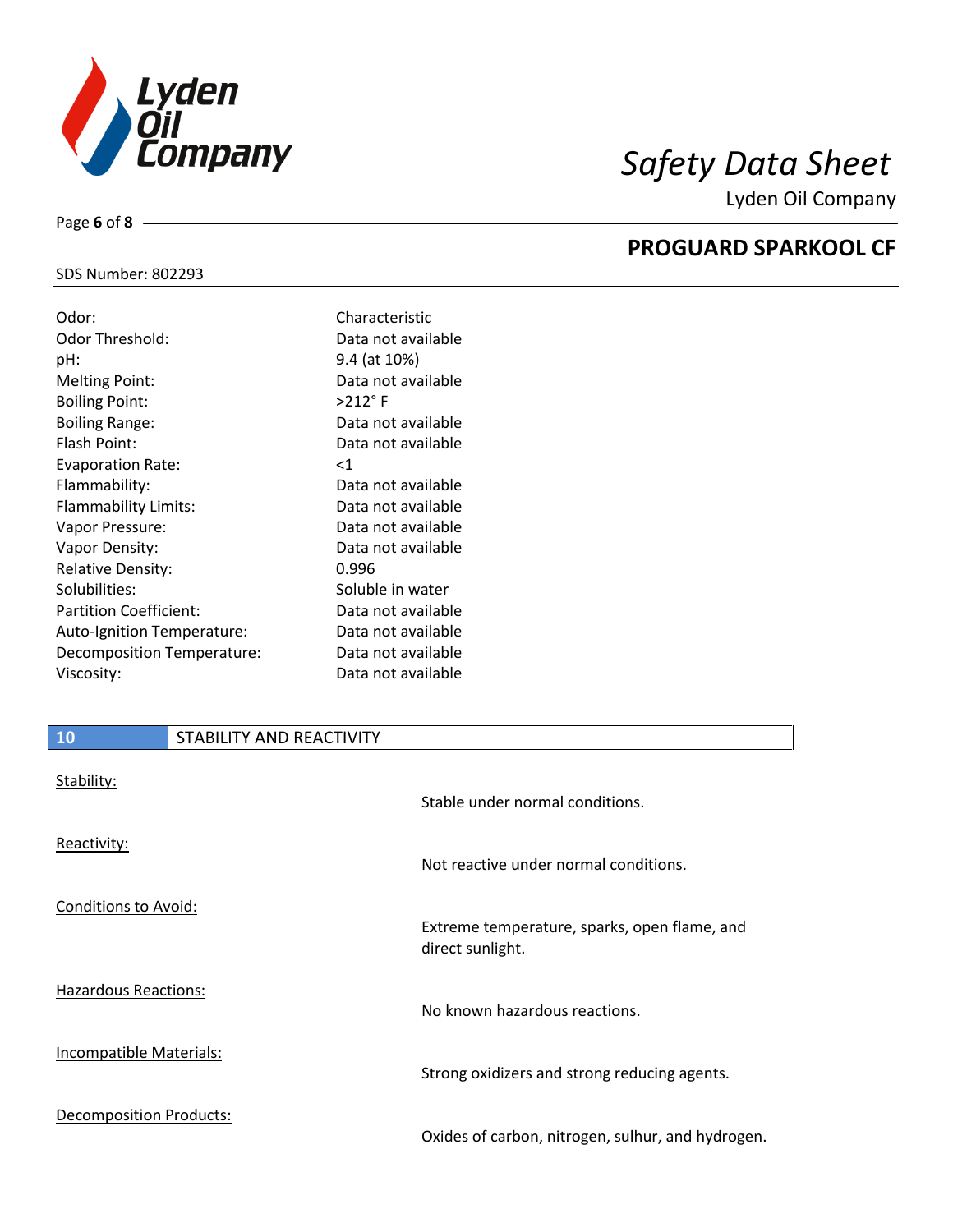| | |
|---|---|
| Odor: | Characteristic |
| Odor Threshold: | Data not available |
| pH: | 9.4 (at 10%) |
| Melting Point: | Data not available |
| Boiling Point: | >212° F |
| Boiling Range: | Data not available |
| Flash Point: | Data not available |
| Evaporation Rate: | <1 |
| Flammability: | Data not available |
| Flammability Limits: | Data not available |
| Vapor Pressure: | Data not available |
| Vapor Density: | Data not available |
| Relative Density: | 0.996 |
| Solubilities: | Soluble in water |
| Partition Coefficient: | Data not available |
| Auto-Ignition Temperature: | Data not available |
| Decomposition Temperature: | Data not available |
| Viscosity: | Data not available |

## 10 STABILITY AND REACTIVITY

**Stability:**

Stable under normal conditions.

**Reactivity:**

Not reactive under normal conditions.

**Conditions to Avoid:**

Extreme temperature, sparks, open flame, and direct sunlight.

**Hazardous Reactions:**

No known hazardous reactions.

**Incompatible Materials:**

Strong oxidizers and strong reducing agents.

**Decomposition Products:**

Oxides of carbon, nitrogen, sulhur, and hydrogen.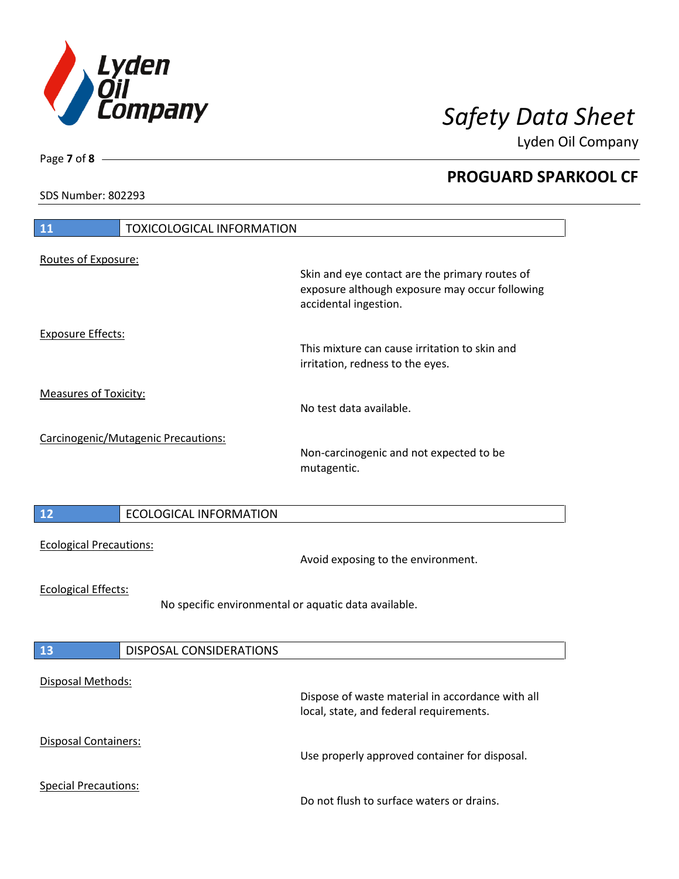## 11 TOXICOLOGICAL INFORMATION

Routes of Exposure:

Skin and eye contact are the primary routes of exposure although exposure may occur following accidental ingestion.

Exposure Effects:

This mixture can cause irritation to skin and irritation, redness to the eyes.

Measures of Toxicity:

No test data available.

Carcinogenic/Mutagenic Precautions:

Non-carcinogenic and not expected to be mutagentic.

## 12 ECOLOGICAL INFORMATION

Ecological Precautions:

Avoid exposing to the environment.

Ecological Effects:

No specific environmental or aquatic data available.

## 13 DISPOSAL CONSIDERATIONS

Disposal Methods:

Dispose of waste material in accordance with all local, state, and federal requirements.

Disposal Containers:

Use properly approved container for disposal.

Special Precautions:

Do not flush to surface waters or drains.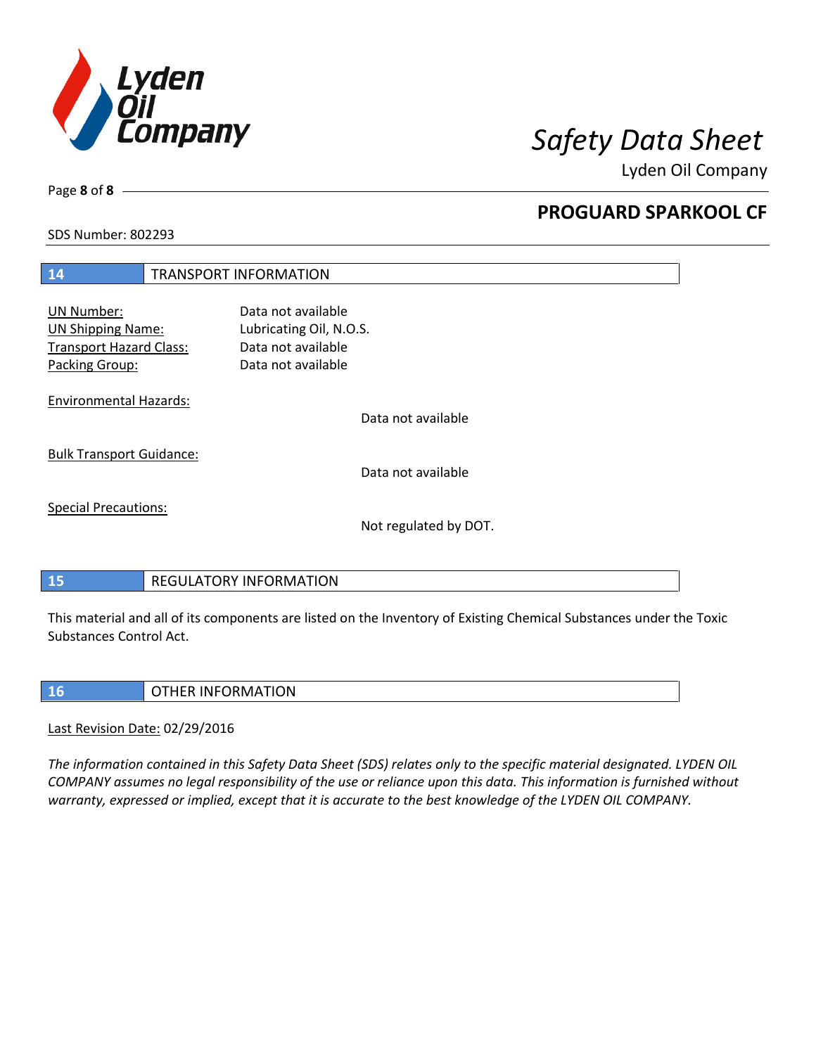SDS Number: 802293

## 14 TRANSPORT INFORMATION

| | |
|---|---|
| UN Number: | Data not available |
| UN Shipping Name: | Lubricating Oil, N.O.S. |
| Transport Hazard Class: | Data not available |
| Packing Group: | Data not available |

Environmental Hazards:

Data not available

Bulk Transport Guidance:

Data not available

Special Precautions:

Not regulated by DOT.

## 15 REGULATORY INFORMATION

This material and all of its components are listed on the Inventory of Existing Chemical Substances under the Toxic Substances Control Act.

## 16 OTHER INFORMATION

Last Revision Date: 02/29/2016

*The information contained in this Safety Data Sheet (SDS) relates only to the specific material designated. LYDEN OIL COMPANY assumes no legal responsibility of the use or reliance upon this data. This information is furnished without warranty, expressed or implied, except that it is accurate to the best knowledge of the LYDEN OIL COMPANY.*